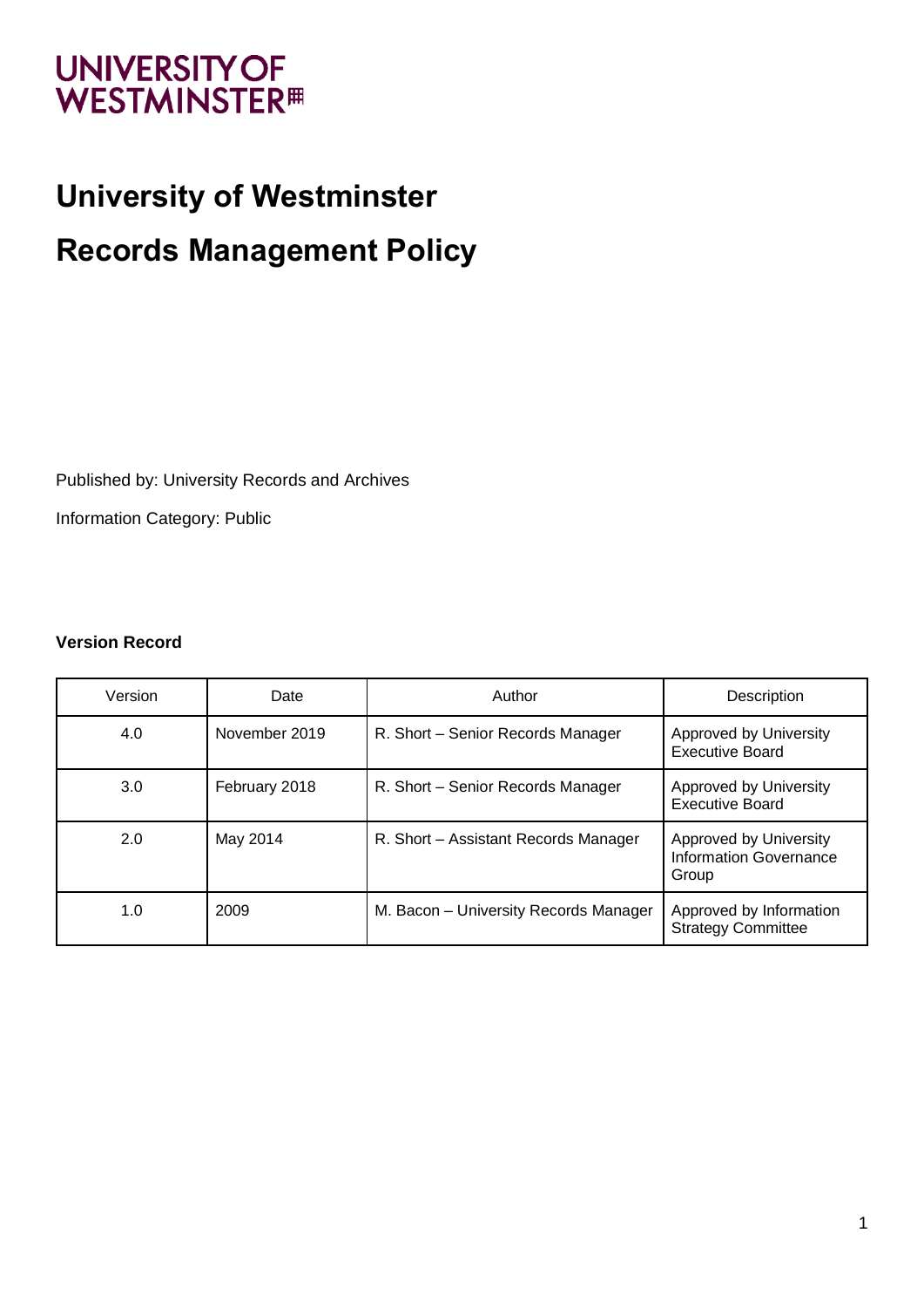UNIVERSITY OF WESTMINSTER

# University of Westminster

# Records Management Policy

Published by: University Records and Archives

Information Category: Public

**Version Record**

| Version | Date | Author | Description |
|---|---|---|---|
| 4.0 | November 2019 | R. Short – Senior Records Manager | Approved by University Executive Board |
| 3.0 | February 2018 | R. Short – Senior Records Manager | Approved by University Executive Board |
| 2.0 | May 2014 | R. Short – Assistant Records Manager | Approved by University Information Governance Group |
| 1.0 | 2009 | M. Bacon – University Records Manager | Approved by Information Strategy Committee |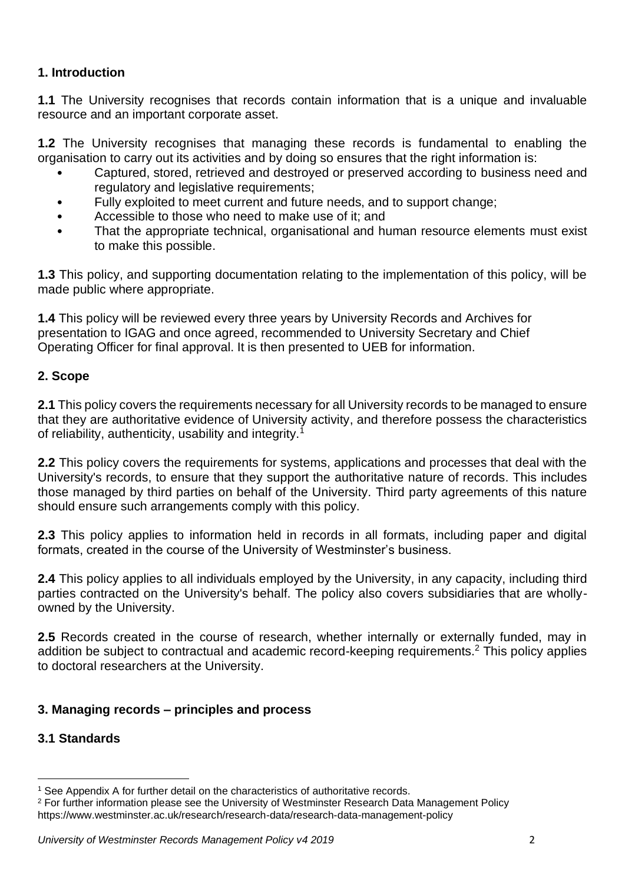## 1. Introduction

**1.1** The University recognises that records contain information that is a unique and invaluable resource and an important corporate asset.

**1.2** The University recognises that managing these records is fundamental to enabling the organisation to carry out its activities and by doing so ensures that the right information is:

- Captured, stored, retrieved and destroyed or preserved according to business need and regulatory and legislative requirements;
- Fully exploited to meet current and future needs, and to support change;
- Accessible to those who need to make use of it; and
- That the appropriate technical, organisational and human resource elements must exist to make this possible.

**1.3** This policy, and supporting documentation relating to the implementation of this policy, will be made public where appropriate.

**1.4** This policy will be reviewed every three years by University Records and Archives for presentation to IGAG and once agreed, recommended to University Secretary and Chief Operating Officer for final approval. It is then presented to UEB for information.

## 2. Scope

**2.1** This policy covers the requirements necessary for all University records to be managed to ensure that they are authoritative evidence of University activity, and therefore possess the characteristics of reliability, authenticity, usability and integrity.[1]

**2.2** This policy covers the requirements for systems, applications and processes that deal with the University's records, to ensure that they support the authoritative nature of records. This includes those managed by third parties on behalf of the University. Third party agreements of this nature should ensure such arrangements comply with this policy.

**2.3** This policy applies to information held in records in all formats, including paper and digital formats, created in the course of the University of Westminster's business.

**2.4** This policy applies to all individuals employed by the University, in any capacity, including third parties contracted on the University's behalf. The policy also covers subsidiaries that are wholly-owned by the University.

**2.5** Records created in the course of research, whether internally or externally funded, may in addition be subject to contractual and academic record-keeping requirements.[2] This policy applies to doctoral researchers at the University.

## 3. Managing records – principles and process

### 3.1 Standards

---

[1] See Appendix A for further detail on the characteristics of authoritative records.

[2] For further information please see the University of Westminster Research Data Management Policy https://www.westminster.ac.uk/research/research-data/research-data-management-policy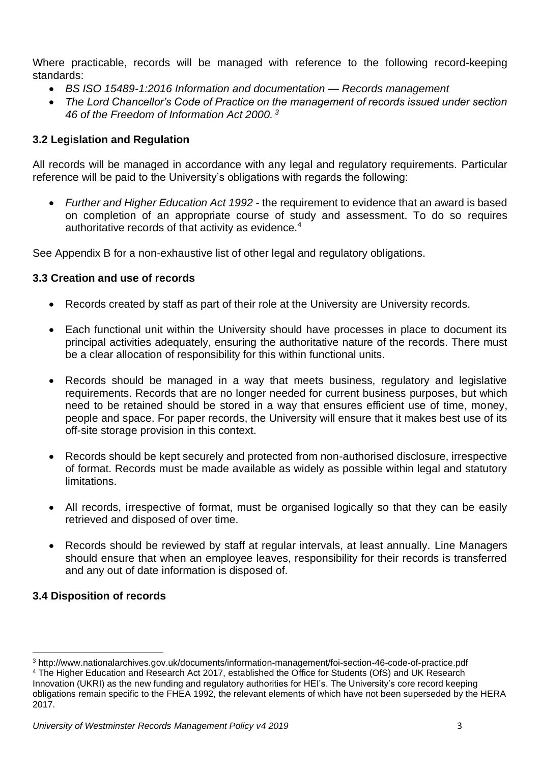Where practicable, records will be managed with reference to the following record-keeping standards:

- *BS ISO 15489-1:2016 Information and documentation — Records management*
- *The Lord Chancellor's Code of Practice on the management of records issued under section 46 of the Freedom of Information Act 2000.* [3]

### 3.2 Legislation and Regulation

All records will be managed in accordance with any legal and regulatory requirements. Particular reference will be paid to the University's obligations with regards the following:

- *Further and Higher Education Act 1992* - the requirement to evidence that an award is based on completion of an appropriate course of study and assessment. To do so requires authoritative records of that activity as evidence.[4]

See Appendix B for a non-exhaustive list of other legal and regulatory obligations.

### 3.3 Creation and use of records

- Records created by staff as part of their role at the University are University records.
- Each functional unit within the University should have processes in place to document its principal activities adequately, ensuring the authoritative nature of the records. There must be a clear allocation of responsibility for this within functional units.
- Records should be managed in a way that meets business, regulatory and legislative requirements. Records that are no longer needed for current business purposes, but which need to be retained should be stored in a way that ensures efficient use of time, money, people and space. For paper records, the University will ensure that it makes best use of its off-site storage provision in this context.
- Records should be kept securely and protected from non-authorised disclosure, irrespective of format. Records must be made available as widely as possible within legal and statutory limitations.
- All records, irrespective of format, must be organised logically so that they can be easily retrieved and disposed of over time.
- Records should be reviewed by staff at regular intervals, at least annually. Line Managers should ensure that when an employee leaves, responsibility for their records is transferred and any out of date information is disposed of.

### 3.4 Disposition of records

---

[3] http://www.nationalarchives.gov.uk/documents/information-management/foi-section-46-code-of-practice.pdf

[4] The Higher Education and Research Act 2017, established the Office for Students (OfS) and UK Research Innovation (UKRI) as the new funding and regulatory authorities for HEI's. The University's core record keeping obligations remain specific to the FHEA 1992, the relevant elements of which have not been superseded by the HERA 2017.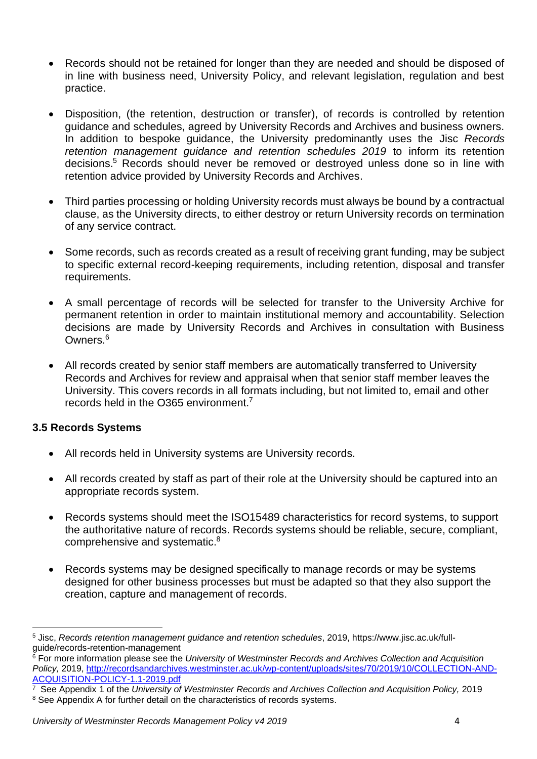- Records should not be retained for longer than they are needed and should be disposed of in line with business need, University Policy, and relevant legislation, regulation and best practice.

- Disposition, (the retention, destruction or transfer), of records is controlled by retention guidance and schedules, agreed by University Records and Archives and business owners. In addition to bespoke guidance, the University predominantly uses the Jisc *Records retention management guidance and retention schedules 2019* to inform its retention decisions.[5] Records should never be removed or destroyed unless done so in line with retention advice provided by University Records and Archives.

- Third parties processing or holding University records must always be bound by a contractual clause, as the University directs, to either destroy or return University records on termination of any service contract.

- Some records, such as records created as a result of receiving grant funding, may be subject to specific external record-keeping requirements, including retention, disposal and transfer requirements.

- A small percentage of records will be selected for transfer to the University Archive for permanent retention in order to maintain institutional memory and accountability. Selection decisions are made by University Records and Archives in consultation with Business Owners.[6]

- All records created by senior staff members are automatically transferred to University Records and Archives for review and appraisal when that senior staff member leaves the University. This covers records in all formats including, but not limited to, email and other records held in the O365 environment.[7]

### 3.5 Records Systems

- All records held in University systems are University records.

- All records created by staff as part of their role at the University should be captured into an appropriate records system.

- Records systems should meet the ISO15489 characteristics for record systems, to support the authoritative nature of records. Records systems should be reliable, secure, compliant, comprehensive and systematic.[8]

- Records systems may be designed specifically to manage records or may be systems designed for other business processes but must be adapted so that they also support the creation, capture and management of records.

---

[5] Jisc, *Records retention management guidance and retention schedules*, 2019, https://www.jisc.ac.uk/full-guide/records-retention-management

[6] For more information please see the *University of Westminster Records and Archives Collection and Acquisition Policy,* 2019, [http://recordsandarchives.westminster.ac.uk/wp-content/uploads/sites/70/2019/10/COLLECTION-AND-ACQUISITION-POLICY-1.1-2019.pdf](http://recordsandarchives.westminster.ac.uk/wp-content/uploads/sites/70/2019/10/COLLECTION-AND-ACQUISITION-POLICY-1.1-2019.pdf)

[7] See Appendix 1 of the *University of Westminster Records and Archives Collection and Acquisition Policy,* 2019

[8] See Appendix A for further detail on the characteristics of records systems.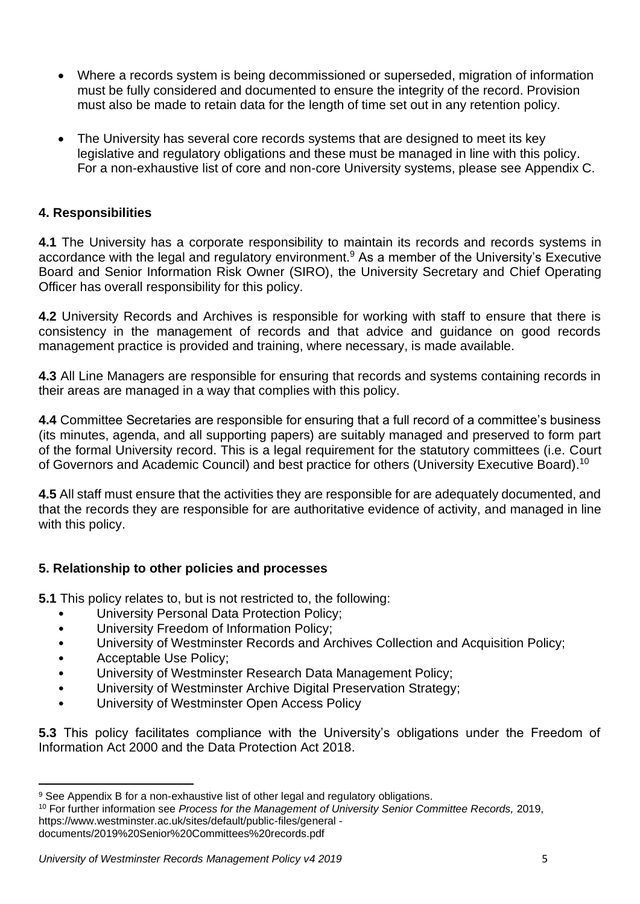- Where a records system is being decommissioned or superseded, migration of information must be fully considered and documented to ensure the integrity of the record. Provision must also be made to retain data for the length of time set out in any retention policy.

- The University has several core records systems that are designed to meet its key legislative and regulatory obligations and these must be managed in line with this policy. For a non-exhaustive list of core and non-core University systems, please see Appendix C.

## 4. Responsibilities

**4.1** The University has a corporate responsibility to maintain its records and records systems in accordance with the legal and regulatory environment.[9] As a member of the University's Executive Board and Senior Information Risk Owner (SIRO), the University Secretary and Chief Operating Officer has overall responsibility for this policy.

**4.2** University Records and Archives is responsible for working with staff to ensure that there is consistency in the management of records and that advice and guidance on good records management practice is provided and training, where necessary, is made available.

**4.3** All Line Managers are responsible for ensuring that records and systems containing records in their areas are managed in a way that complies with this policy.

**4.4** Committee Secretaries are responsible for ensuring that a full record of a committee's business (its minutes, agenda, and all supporting papers) are suitably managed and preserved to form part of the formal University record. This is a legal requirement for the statutory committees (i.e. Court of Governors and Academic Council) and best practice for others (University Executive Board).[10]

**4.5** All staff must ensure that the activities they are responsible for are adequately documented, and that the records they are responsible for are authoritative evidence of activity, and managed in line with this policy.

## 5. Relationship to other policies and processes

**5.1** This policy relates to, but is not restricted to, the following:

- University Personal Data Protection Policy;
- University Freedom of Information Policy;
- University of Westminster Records and Archives Collection and Acquisition Policy;
- Acceptable Use Policy;
- University of Westminster Research Data Management Policy;
- University of Westminster Archive Digital Preservation Strategy;
- University of Westminster Open Access Policy

**5.3** This policy facilitates compliance with the University's obligations under the Freedom of Information Act 2000 and the Data Protection Act 2018.

---

[9] See Appendix B for a non-exhaustive list of other legal and regulatory obligations.

[10] For further information see *Process for the Management of University Senior Committee Records,* 2019, https://www.westminster.ac.uk/sites/default/public-files/general - documents/2019%20Senior%20Committees%20records.pdf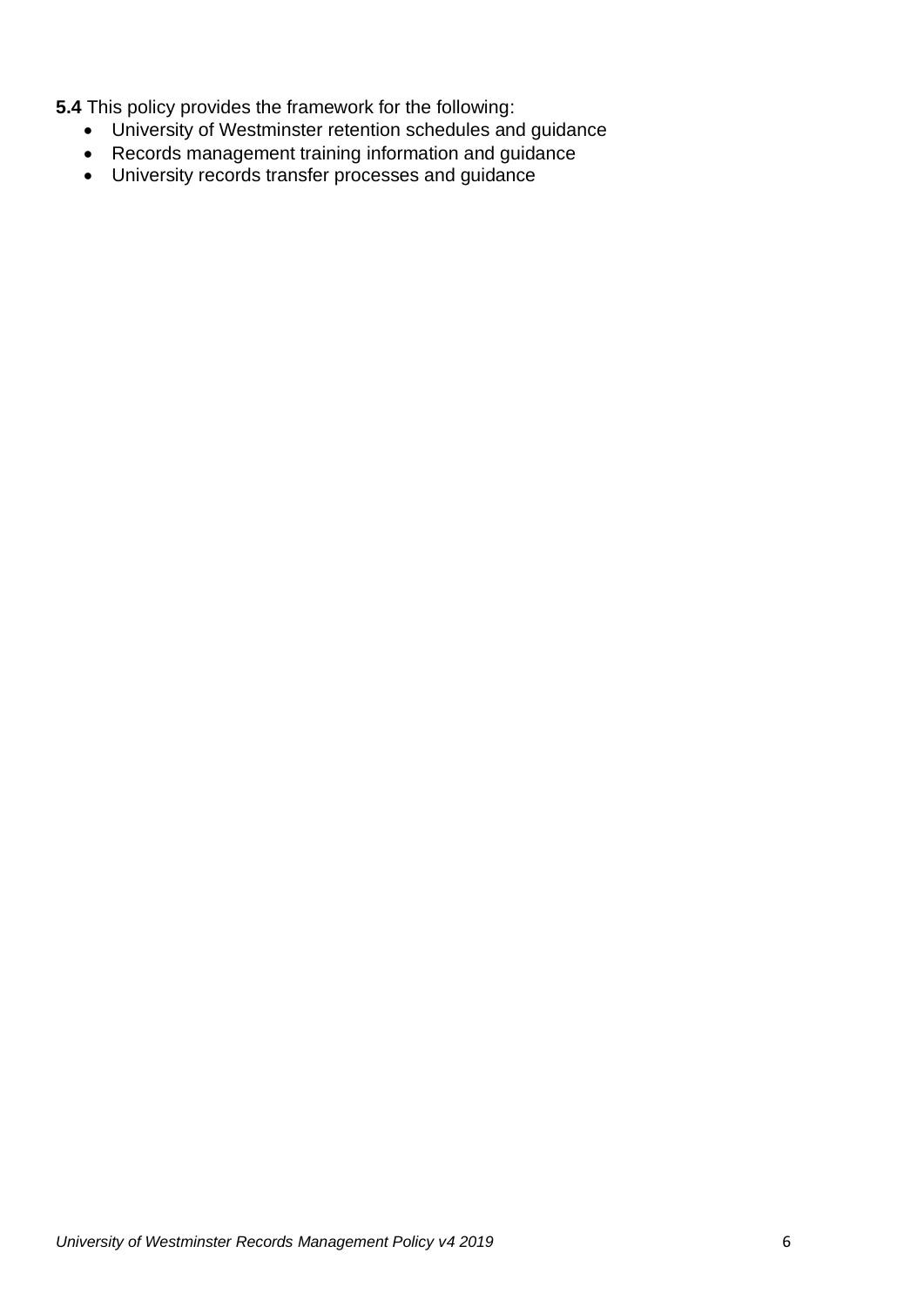**5.4** This policy provides the framework for the following:

- University of Westminster retention schedules and guidance
- Records management training information and guidance
- University records transfer processes and guidance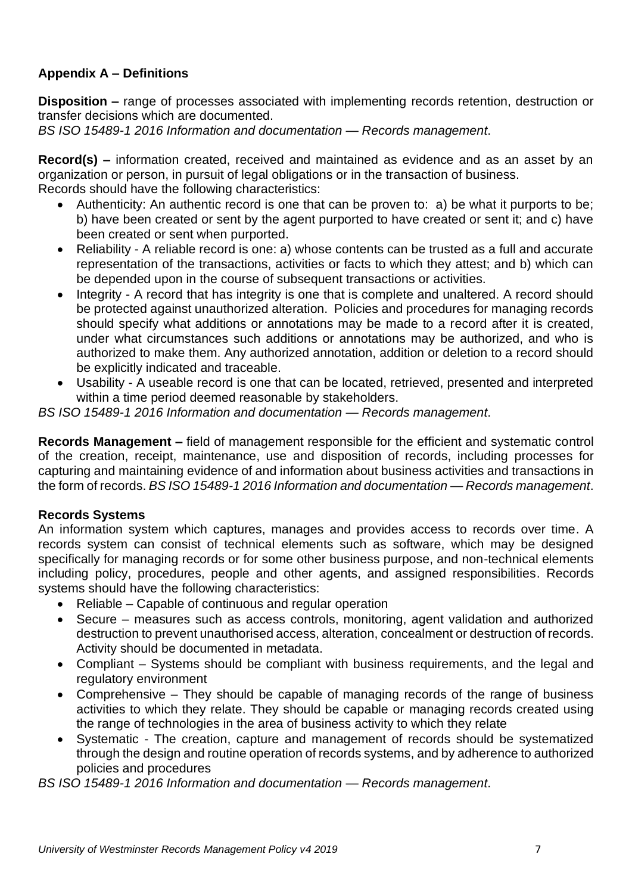## Appendix A – Definitions

**Disposition –** range of processes associated with implementing records retention, destruction or transfer decisions which are documented.
*BS ISO 15489-1 2016 Information and documentation — Records management*.

**Record(s) –** information created, received and maintained as evidence and as an asset by an organization or person, in pursuit of legal obligations or in the transaction of business.
Records should have the following characteristics:

- Authenticity: An authentic record is one that can be proven to: a) be what it purports to be; b) have been created or sent by the agent purported to have created or sent it; and c) have been created or sent when purported.
- Reliability - A reliable record is one: a) whose contents can be trusted as a full and accurate representation of the transactions, activities or facts to which they attest; and b) which can be depended upon in the course of subsequent transactions or activities.
- Integrity - A record that has integrity is one that is complete and unaltered. A record should be protected against unauthorized alteration. Policies and procedures for managing records should specify what additions or annotations may be made to a record after it is created, under what circumstances such additions or annotations may be authorized, and who is authorized to make them. Any authorized annotation, addition or deletion to a record should be explicitly indicated and traceable.
- Usability - A useable record is one that can be located, retrieved, presented and interpreted within a time period deemed reasonable by stakeholders.

*BS ISO 15489-1 2016 Information and documentation — Records management*.

**Records Management –** field of management responsible for the efficient and systematic control of the creation, receipt, maintenance, use and disposition of records, including processes for capturing and maintaining evidence of and information about business activities and transactions in the form of records. *BS ISO 15489-1 2016 Information and documentation — Records management*.

**Records Systems**
An information system which captures, manages and provides access to records over time. A records system can consist of technical elements such as software, which may be designed specifically for managing records or for some other business purpose, and non-technical elements including policy, procedures, people and other agents, and assigned responsibilities. Records systems should have the following characteristics:

- Reliable – Capable of continuous and regular operation
- Secure – measures such as access controls, monitoring, agent validation and authorized destruction to prevent unauthorised access, alteration, concealment or destruction of records. Activity should be documented in metadata.
- Compliant – Systems should be compliant with business requirements, and the legal and regulatory environment
- Comprehensive – They should be capable of managing records of the range of business activities to which they relate. They should be capable or managing records created using the range of technologies in the area of business activity to which they relate
- Systematic - The creation, capture and management of records should be systematized through the design and routine operation of records systems, and by adherence to authorized policies and procedures

*BS ISO 15489-1 2016 Information and documentation — Records management*.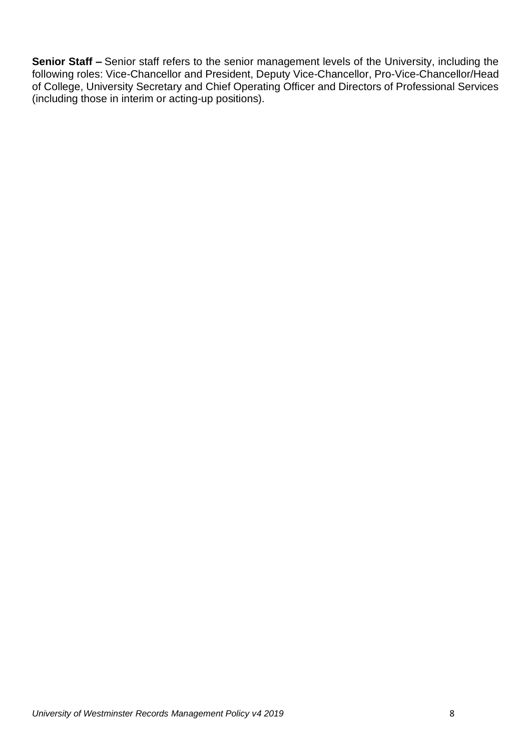**Senior Staff –** Senior staff refers to the senior management levels of the University, including the following roles: Vice-Chancellor and President, Deputy Vice-Chancellor, Pro-Vice-Chancellor/Head of College, University Secretary and Chief Operating Officer and Directors of Professional Services (including those in interim or acting-up positions).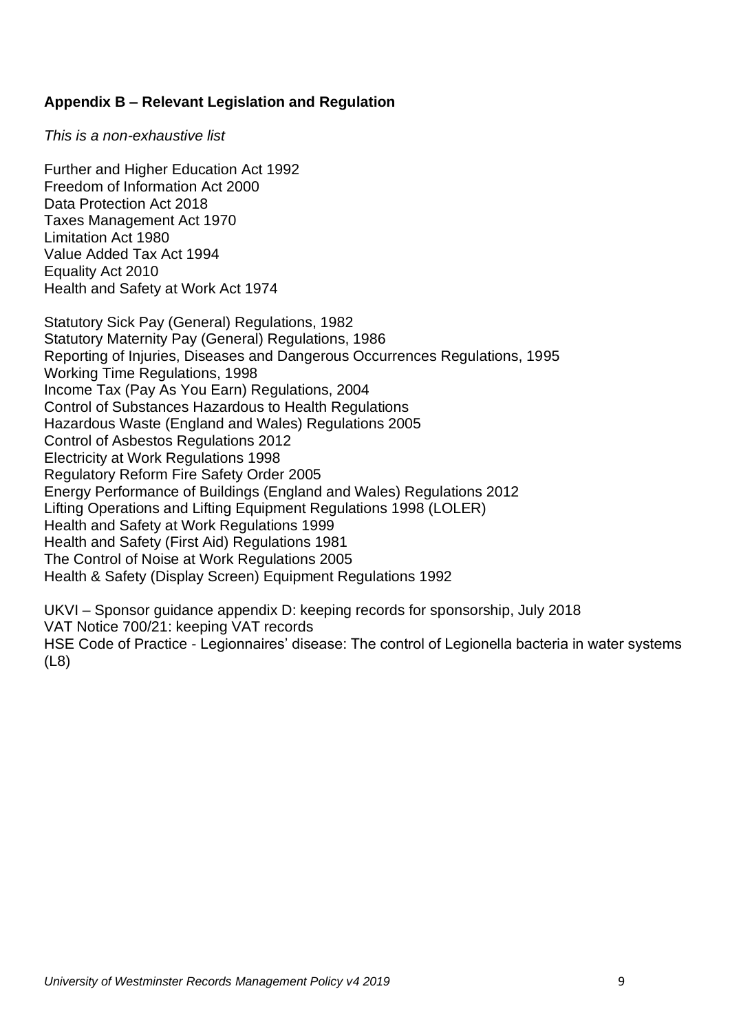## Appendix B – Relevant Legislation and Regulation

*This is a non-exhaustive list*

Further and Higher Education Act 1992
Freedom of Information Act 2000
Data Protection Act 2018
Taxes Management Act 1970
Limitation Act 1980
Value Added Tax Act 1994
Equality Act 2010
Health and Safety at Work Act 1974

Statutory Sick Pay (General) Regulations, 1982
Statutory Maternity Pay (General) Regulations, 1986
Reporting of Injuries, Diseases and Dangerous Occurrences Regulations, 1995
Working Time Regulations, 1998
Income Tax (Pay As You Earn) Regulations, 2004
Control of Substances Hazardous to Health Regulations
Hazardous Waste (England and Wales) Regulations 2005
Control of Asbestos Regulations 2012
Electricity at Work Regulations 1998
Regulatory Reform Fire Safety Order 2005
Energy Performance of Buildings (England and Wales) Regulations 2012
Lifting Operations and Lifting Equipment Regulations 1998 (LOLER)
Health and Safety at Work Regulations 1999
Health and Safety (First Aid) Regulations 1981
The Control of Noise at Work Regulations 2005
Health & Safety (Display Screen) Equipment Regulations 1992

UKVI – Sponsor guidance appendix D: keeping records for sponsorship, July 2018
VAT Notice 700/21: keeping VAT records
HSE Code of Practice - Legionnaires' disease: The control of Legionella bacteria in water systems (L8)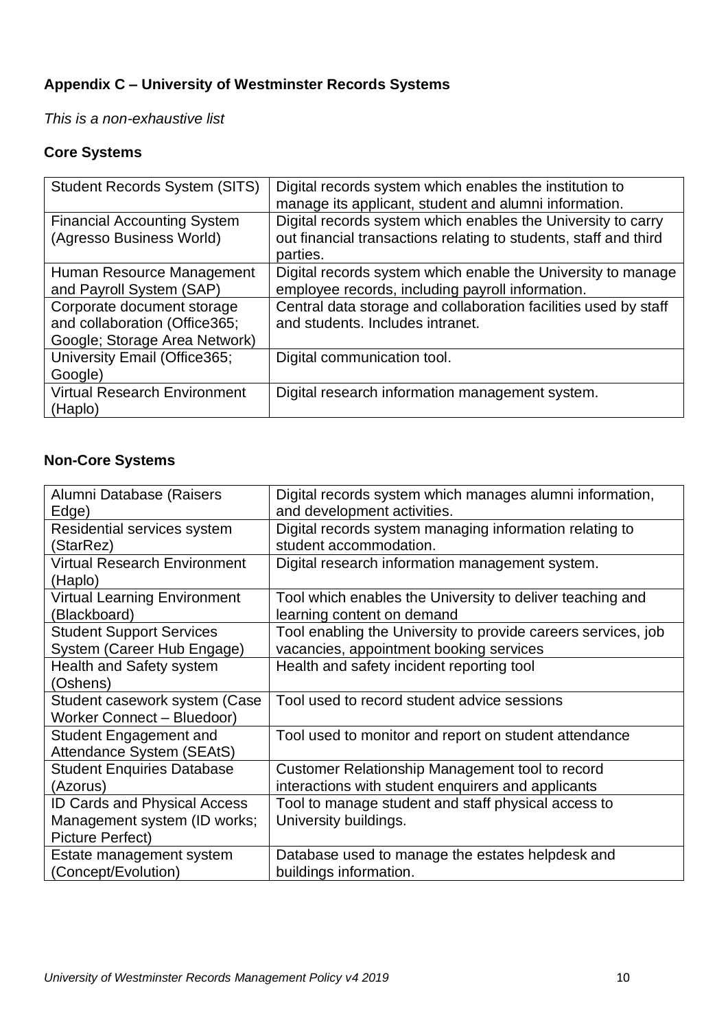**Appendix C – University of Westminster Records Systems**

*This is a non-exhaustive list*

**Core Systems**

| | |
|---|---|
| Student Records System (SITS) | Digital records system which enables the institution to manage its applicant, student and alumni information. |
| Financial Accounting System (Agresso Business World) | Digital records system which enables the University to carry out financial transactions relating to students, staff and third parties. |
| Human Resource Management and Payroll System (SAP) | Digital records system which enable the University to manage employee records, including payroll information. |
| Corporate document storage and collaboration (Office365; Google; Storage Area Network) | Central data storage and collaboration facilities used by staff and students. Includes intranet. |
| University Email (Office365; Google) | Digital communication tool. |
| Virtual Research Environment (Haplo) | Digital research information management system. |

**Non-Core Systems**

| | |
|---|---|
| Alumni Database (Raisers Edge) | Digital records system which manages alumni information, and development activities. |
| Residential services system (StarRez) | Digital records system managing information relating to student accommodation. |
| Virtual Research Environment (Haplo) | Digital research information management system. |
| Virtual Learning Environment (Blackboard) | Tool which enables the University to deliver teaching and learning content on demand |
| Student Support Services System (Career Hub Engage) | Tool enabling the University to provide careers services, job vacancies, appointment booking services |
| Health and Safety system (Oshens) | Health and safety incident reporting tool |
| Student casework system (Case Worker Connect – Bluedoor) | Tool used to record student advice sessions |
| Student Engagement and Attendance System (SEAtS) | Tool used to monitor and report on student attendance |
| Student Enquiries Database (Azorus) | Customer Relationship Management tool to record interactions with student enquirers and applicants |
| ID Cards and Physical Access Management system (ID works; Picture Perfect) | Tool to manage student and staff physical access to University buildings. |
| Estate management system (Concept/Evolution) | Database used to manage the estates helpdesk and buildings information. |